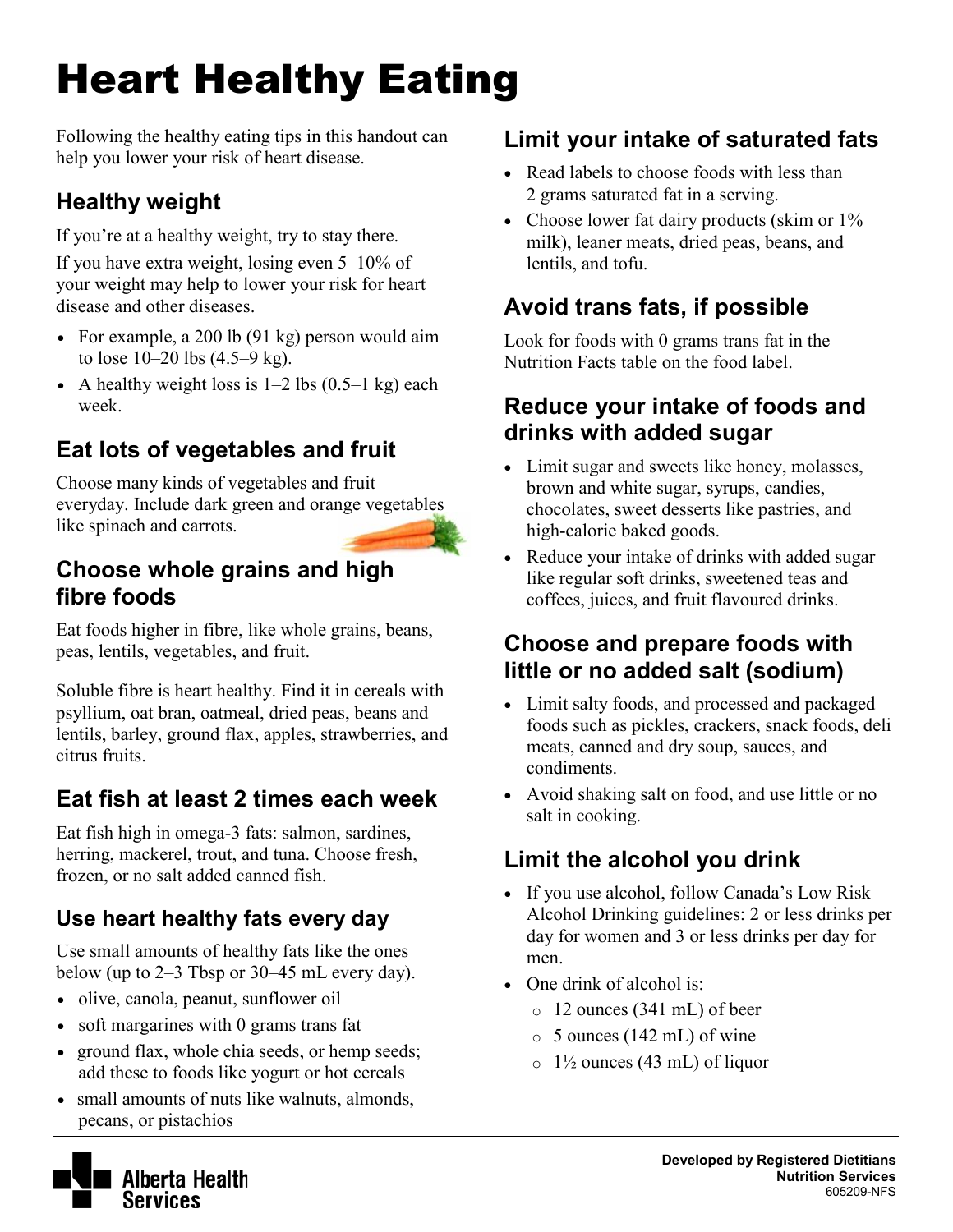# Heart Healthy Eating

Following the healthy eating tips in this handout can help you lower your risk of heart disease.

## Healthy weight

If you're at a healthy weight, try to stay there.

If you have extra weight, losing even 5–10% of your weight may help to lower your risk for heart disease and other diseases.

- For example, a 200 lb (91 kg) person would aim to lose 10–20 lbs (4.5–9 kg).
- A healthy weight loss is 1–2 lbs (0.5–1 kg) each week.

## Eat lots of vegetables and fruit

Choose many kinds of vegetables and fruit everyday. Include dark green and orange vegetables like spinach and carrots.

## Choose whole grains and high fibre foods

Eat foods higher in fibre, like whole grains, beans, peas, lentils, vegetables, and fruit.

Soluble fibre is heart healthy. Find it in cereals with psyllium, oat bran, oatmeal, dried peas, beans and lentils, barley, ground flax, apples, strawberries, and citrus fruits.

## Eat fish at least 2 times each week

Eat fish high in omega-3 fats: salmon, sardines, herring, mackerel, trout, and tuna. Choose fresh, frozen, or no salt added canned fish.

## Use heart healthy fats every day

Use small amounts of healthy fats like the ones below (up to 2–3 Tbsp or 30–45 mL every day).

- olive, canola, peanut, sunflower oil
- soft margarines with 0 grams trans fat
- ground flax, whole chia seeds, or hemp seeds; add these to foods like yogurt or hot cereals
- small amounts of nuts like walnuts, almonds, pecans, or pistachios

## Limit your intake of saturated fats

- Read labels to choose foods with less than 2 grams saturated fat in a serving.
- Choose lower fat dairy products (skim or 1% milk), leaner meats, dried peas, beans, and lentils, and tofu.

## Avoid trans fats, if possible

Look for foods with 0 grams trans fat in the Nutrition Facts table on the food label.

## Reduce your intake of foods and drinks with added sugar

- Limit sugar and sweets like honey, molasses, brown and white sugar, syrups, candies, chocolates, sweet desserts like pastries, and high-calorie baked goods.
- Reduce your intake of drinks with added sugar like regular soft drinks, sweetened teas and coffees, juices, and fruit flavoured drinks.

## Choose and prepare foods with little or no added salt (sodium)

- Limit salty foods, and processed and packaged foods such as pickles, crackers, snack foods, deli meats, canned and dry soup, sauces, and condiments.
- Avoid shaking salt on food, and use little or no salt in cooking.

## Limit the alcohol you drink

- If you use alcohol, follow Canada's Low Risk Alcohol Drinking guidelines: 2 or less drinks per day for women and 3 or less drinks per day for men.
- One drink of alcohol is:
  - 12 ounces (341 mL) of beer
  - 5 ounces (142 mL) of wine
  - 1½ ounces (43 mL) of liquor

Alberta Health Services

**Developed by Registered Dietitians**
**Nutrition Services**
605209-NFS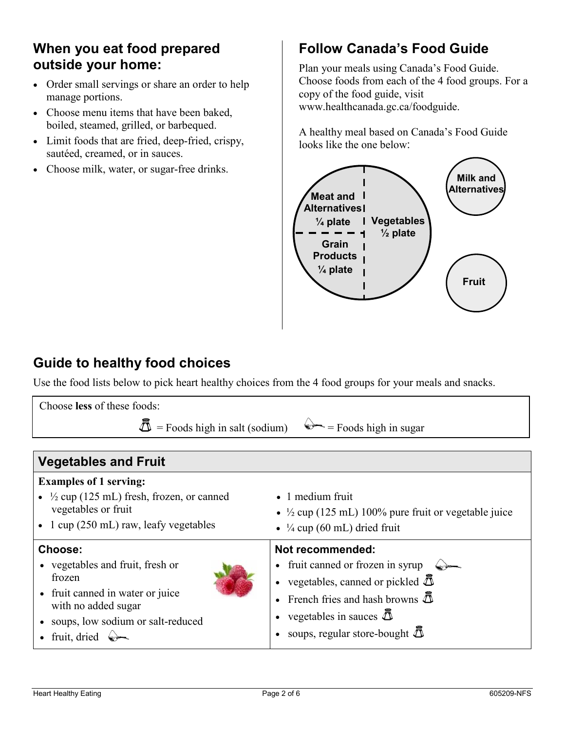## When you eat food prepared outside your home:

- Order small servings or share an order to help manage portions.
- Choose menu items that have been baked, boiled, steamed, grilled, or barbequed.
- Limit foods that are fried, deep-fried, crispy, sautéed, creamed, or in sauces.
- Choose milk, water, or sugar-free drinks.

## Follow Canada's Food Guide

Plan your meals using Canada's Food Guide. Choose foods from each of the 4 food groups. For a copy of the food guide, visit www.healthcanada.gc.ca/foodguide.

A healthy meal based on Canada's Food Guide looks like the one below:

Meat and Alternatives ¼ plate

Grain Products ¼ plate

Vegetables ½ plate

Milk and Alternatives

Fruit

## Guide to healthy food choices

Use the food lists below to pick heart healthy choices from the 4 food groups for your meals and snacks.

Choose **less** of these foods:

(salt shaker symbol) = Foods high in salt (sodium) (sugar spoon symbol) = Foods high in sugar

### Vegetables and Fruit

**Examples of 1 serving:**

- ½ cup (125 mL) fresh, frozen, or canned vegetables or fruit
- 1 cup (250 mL) raw, leafy vegetables
- 1 medium fruit
- ½ cup (125 mL) 100% pure fruit or vegetable juice
- ¼ cup (60 mL) dried fruit

| Choose: | Not recommended: |
| --- | --- |
| • vegetables and fruit, fresh or frozen<br>• fruit canned in water or juice with no added sugar<br>• soups, low sodium or salt-reduced<br>• fruit, dried (high in sugar) | • fruit canned or frozen in syrup (high in sugar)<br>• vegetables, canned or pickled (high in salt)<br>• French fries and hash browns (high in salt)<br>• vegetables in sauces (high in salt)<br>• soups, regular store-bought (high in salt) |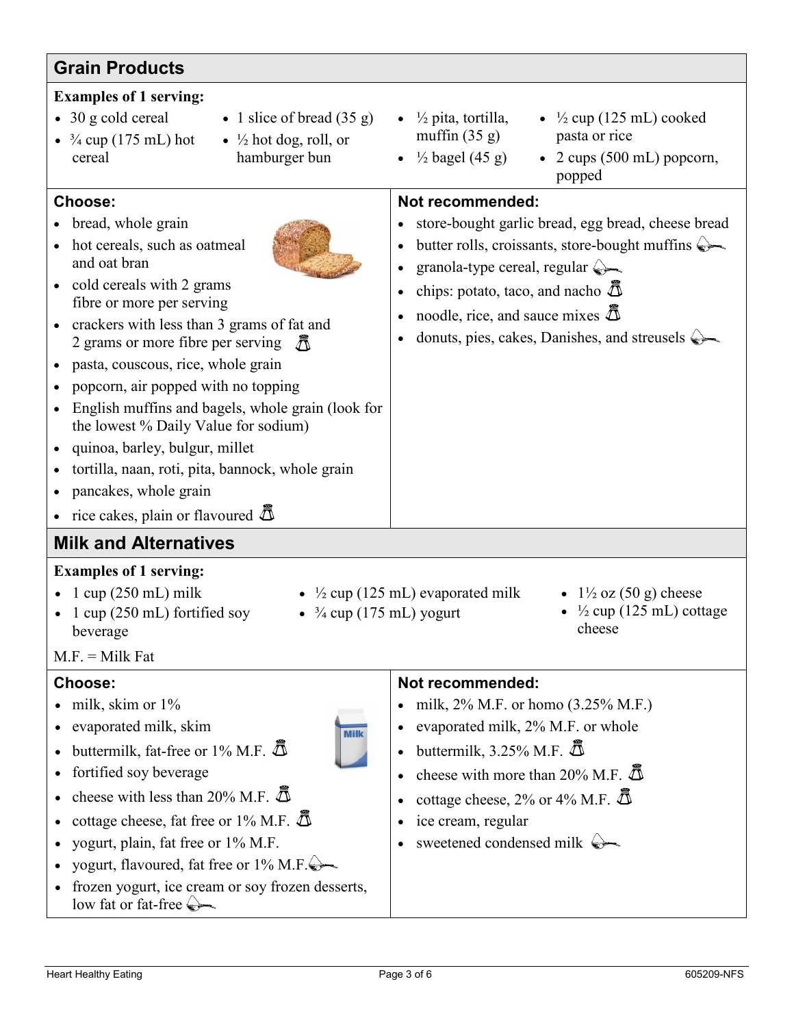## Grain Products

**Examples of 1 serving:**

- 30 g cold cereal
- ¾ cup (175 mL) hot cereal
- 1 slice of bread (35 g)
- ½ hot dog, roll, or hamburger bun
- ½ pita, tortilla, muffin (35 g)
- ½ bagel (45 g)
- ½ cup (125 mL) cooked pasta or rice
- 2 cups (500 mL) popcorn, popped

| Choose: | Not recommended: |
| --- | --- |
| • bread, whole grain<br>• hot cereals, such as oatmeal and oat bran<br>• cold cereals with 2 grams fibre or more per serving<br>• crackers with less than 3 grams of fat and 2 grams or more fibre per serving 🧂<br>• pasta, couscous, rice, whole grain<br>• popcorn, air popped with no topping<br>• English muffins and bagels, whole grain (look for the lowest % Daily Value for sodium)<br>• quinoa, barley, bulgur, millet<br>• tortilla, naan, roti, pita, bannock, whole grain<br>• pancakes, whole grain<br>• rice cakes, plain or flavoured 🧂 | • store-bought garlic bread, egg bread, cheese bread<br>• butter rolls, croissants, store-bought muffins 🥄<br>• granola-type cereal, regular 🥄<br>• chips: potato, taco, and nacho 🧂<br>• noodle, rice, and sauce mixes 🧂<br>• donuts, pies, cakes, Danishes, and streusels 🥄 |

## Milk and Alternatives

**Examples of 1 serving:**

- 1 cup (250 mL) milk
- 1 cup (250 mL) fortified soy beverage
- ½ cup (125 mL) evaporated milk
- ¾ cup (175 mL) yogurt
- 1½ oz (50 g) cheese
- ½ cup (125 mL) cottage cheese

M.F. = Milk Fat

| Choose: | Not recommended: |
| --- | --- |
| • milk, skim or 1%<br>• evaporated milk, skim<br>• buttermilk, fat-free or 1% M.F. 🧂<br>• fortified soy beverage<br>• cheese with less than 20% M.F. 🧂<br>• cottage cheese, fat free or 1% M.F. 🧂<br>• yogurt, plain, fat free or 1% M.F.<br>• yogurt, flavoured, fat free or 1% M.F. 🥄<br>• frozen yogurt, ice cream or soy frozen desserts, low fat or fat-free 🥄 | • milk, 2% M.F. or homo (3.25% M.F.)<br>• evaporated milk, 2% M.F. or whole<br>• buttermilk, 3.25% M.F. 🧂<br>• cheese with more than 20% M.F. 🧂<br>• cottage cheese, 2% or 4% M.F. 🧂<br>• ice cream, regular<br>• sweetened condensed milk 🥄 |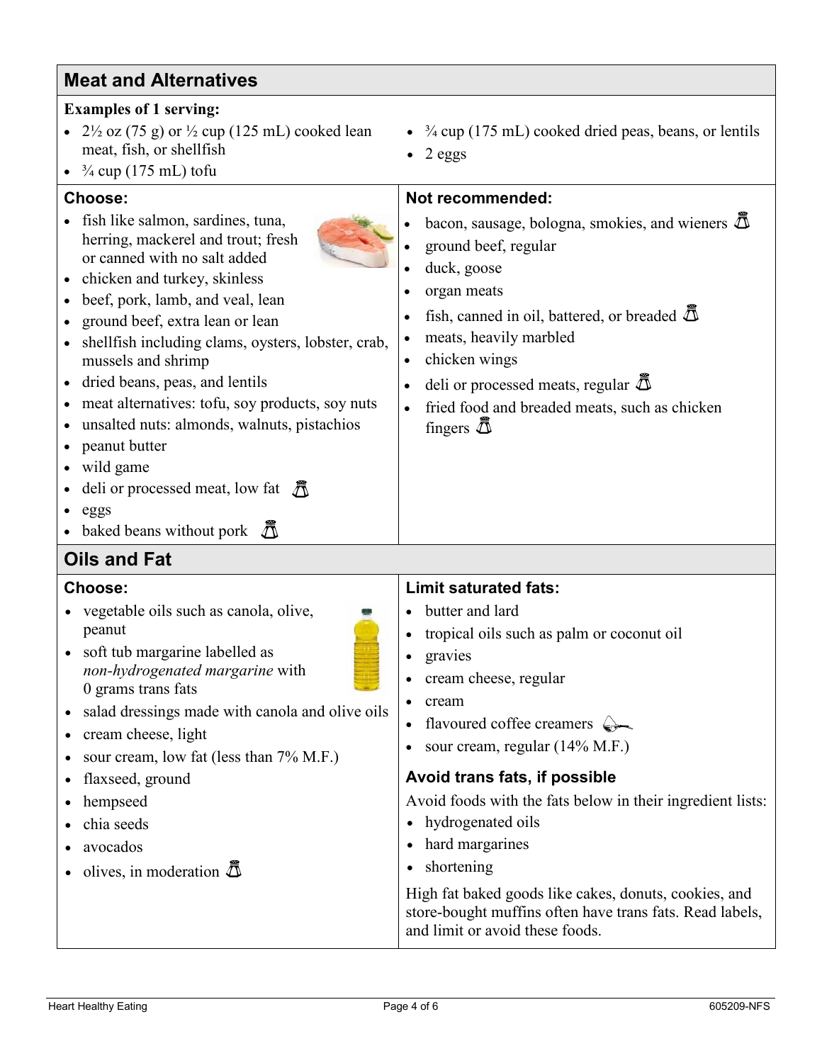## Meat and Alternatives

**Examples of 1 serving:**

- 2½ oz (75 g) or ½ cup (125 mL) cooked lean meat, fish, or shellfish
- ¾ cup (175 mL) tofu
- ¾ cup (175 mL) cooked dried peas, beans, or lentils
- 2 eggs

### Choose:

- fish like salmon, sardines, tuna, herring, mackerel and trout; fresh or canned with no salt added
- chicken and turkey, skinless
- beef, pork, lamb, and veal, lean
- ground beef, extra lean or lean
- shellfish including clams, oysters, lobster, crab, mussels and shrimp
- dried beans, peas, and lentils
- meat alternatives: tofu, soy products, soy nuts
- unsalted nuts: almonds, walnuts, pistachios
- peanut butter
- wild game
- deli or processed meat, low fat
- eggs
- baked beans without pork

### Not recommended:

- bacon, sausage, bologna, smokies, and wieners
- ground beef, regular
- duck, goose
- organ meats
- fish, canned in oil, battered, or breaded
- meats, heavily marbled
- chicken wings
- deli or processed meats, regular
- fried food and breaded meats, such as chicken fingers

## Oils and Fat

### Choose:

- vegetable oils such as canola, olive, peanut
- soft tub margarine labelled as *non-hydrogenated margarine* with 0 grams trans fats
- salad dressings made with canola and olive oils
- cream cheese, light
- sour cream, low fat (less than 7% M.F.)
- flaxseed, ground
- hempseed
- chia seeds
- avocados
- olives, in moderation

### Limit saturated fats:

- butter and lard
- tropical oils such as palm or coconut oil
- gravies
- cream cheese, regular
- cream
- flavoured coffee creamers
- sour cream, regular (14% M.F.)

### Avoid trans fats, if possible

Avoid foods with the fats below in their ingredient lists:

- hydrogenated oils
- hard margarines
- shortening

High fat baked goods like cakes, donuts, cookies, and store-bought muffins often have trans fats. Read labels, and limit or avoid these foods.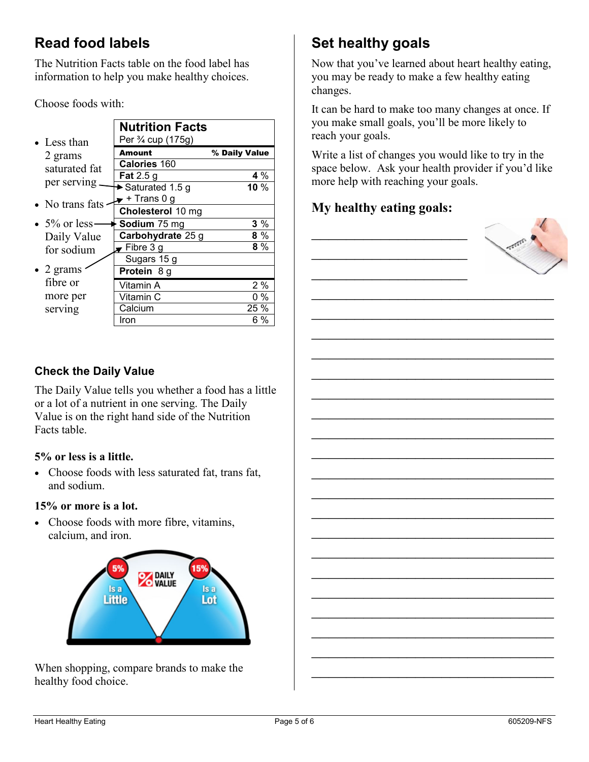## Read food labels

The Nutrition Facts table on the food label has information to help you make healthy choices.

Choose foods with:

- Less than 2 grams saturated fat per serving
- No trans fats
- 5% or less Daily Value for sodium
- 2 grams fibre or more per serving

| Nutrition Facts | |
|---|---|
| Per ¾ cup (175g) | |
| **Amount** | **% Daily Value** |
| **Calories** 160 | |
| **Fat** 2.5 g | **4 %** |
| Saturated 1.5 g<br>+ Trans 0 g | **10 %** |
| **Cholesterol** 10 mg | |
| **Sodium** 75 mg | 3 % |
| **Carbohydrate** 25 g | 8 % |
| Fibre 3 g | 8 % |
| Sugars 15 g | |
| **Protein** 8 g | |
| Vitamin A | 2 % |
| Vitamin C | 0 % |
| Calcium | 25 % |
| Iron | 6 % |

### Check the Daily Value

The Daily Value tells you whether a food has a little or a lot of a nutrient in one serving. The Daily Value is on the right hand side of the Nutrition Facts table.

**5% or less is a little.**

- Choose foods with less saturated fat, trans fat, and sodium.

**15% or more is a lot.**

- Choose foods with more fibre, vitamins, calcium, and iron.

5% Is a Little — % DAILY VALUE — 15% Is a Lot

When shopping, compare brands to make the healthy food choice.

## Set healthy goals

Now that you've learned about heart healthy eating, you may be ready to make a few healthy eating changes.

It can be hard to make too many changes at once. If you make small goals, you'll be more likely to reach your goals.

Write a list of changes you would like to try in the space below. Ask your health provider if you'd like more help with reaching your goals.

### My healthy eating goals:

_______________________________________

_______________________________________

_______________________________________

_______________________________________

_______________________________________

_______________________________________

_______________________________________

_______________________________________

_______________________________________

_______________________________________

_______________________________________

_______________________________________

_______________________________________

_______________________________________

_______________________________________

_______________________________________

_______________________________________

_______________________________________

_______________________________________

_______________________________________

_______________________________________

_______________________________________

_______________________________________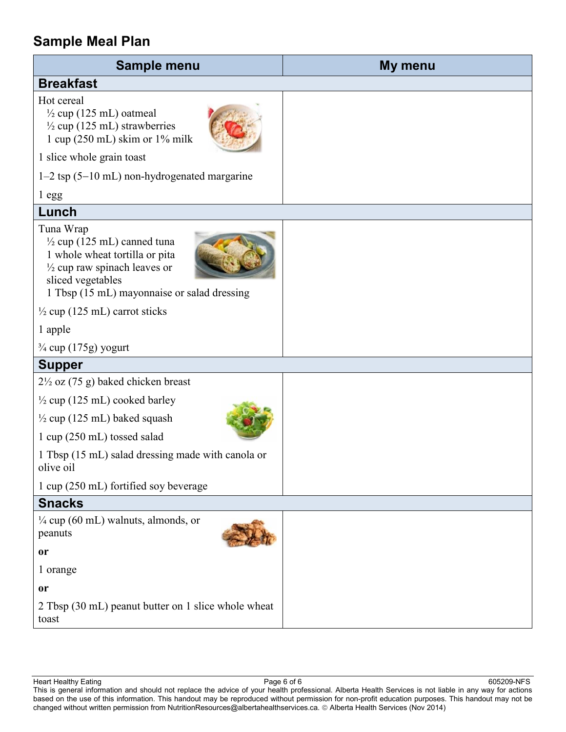## Sample Meal Plan

| Sample menu | My menu |
|---|---|
| **Breakfast** | |
| Hot cereal<br>½ cup (125 mL) oatmeal<br>½ cup (125 mL) strawberries<br>1 cup (250 mL) skim or 1% milk<br><br>1 slice whole grain toast<br><br>1–2 tsp (5−10 mL) non-hydrogenated margarine<br><br>1 egg | |
| **Lunch** | |
| Tuna Wrap<br>½ cup (125 mL) canned tuna<br>1 whole wheat tortilla or pita<br>½ cup raw spinach leaves or sliced vegetables<br>1 Tbsp (15 mL) mayonnaise or salad dressing<br><br>½ cup (125 mL) carrot sticks<br><br>1 apple<br><br>¾ cup (175g) yogurt | |
| **Supper** | |
| 2½ oz (75 g) baked chicken breast<br><br>½ cup (125 mL) cooked barley<br><br>½ cup (125 mL) baked squash<br><br>1 cup (250 mL) tossed salad<br><br>1 Tbsp (15 mL) salad dressing made with canola or olive oil<br><br>1 cup (250 mL) fortified soy beverage | |
| **Snacks** | |
| ¼ cup (60 mL) walnuts, almonds, or peanuts<br><br>**or**<br><br>1 orange<br><br>**or**<br><br>2 Tbsp (30 mL) peanut butter on 1 slice whole wheat toast | |

This is general information and should not replace the advice of your health professional. Alberta Health Services is not liable in any way for actions based on the use of this information. This handout may be reproduced without permission for non-profit education purposes. This handout may not be changed without written permission from NutritionResources@albertahealthservices.ca. © Alberta Health Services (Nov 2014)